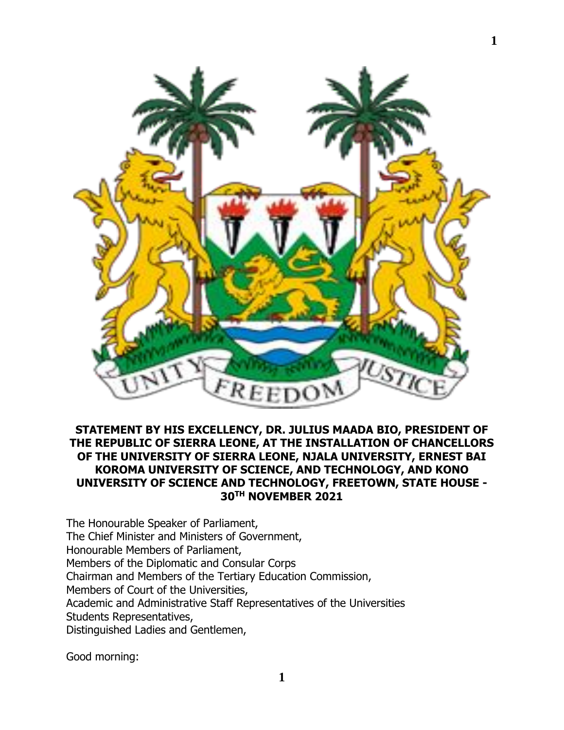**STATEMENT BY HIS EXCELLENCY, DR. JULIUS MAADA BIO, PRESIDENT OF THE REPUBLIC OF SIERRA LEONE, AT THE INSTALLATION OF CHANCELLORS OF THE UNIVERSITY OF SIERRA LEONE, NJALA UNIVERSITY, ERNEST BAI KOROMA UNIVERSITY OF SCIENCE, AND TECHNOLOGY, AND KONO UNIVERSITY OF SCIENCE AND TECHNOLOGY, FREETOWN, STATE HOUSE - 30TH NOVEMBER 2021**

The Honourable Speaker of Parliament,
The Chief Minister and Ministers of Government,
Honourable Members of Parliament,
Members of the Diplomatic and Consular Corps
Chairman and Members of the Tertiary Education Commission,
Members of Court of the Universities,
Academic and Administrative Staff Representatives of the Universities
Students Representatives,
Distinguished Ladies and Gentlemen,

Good morning: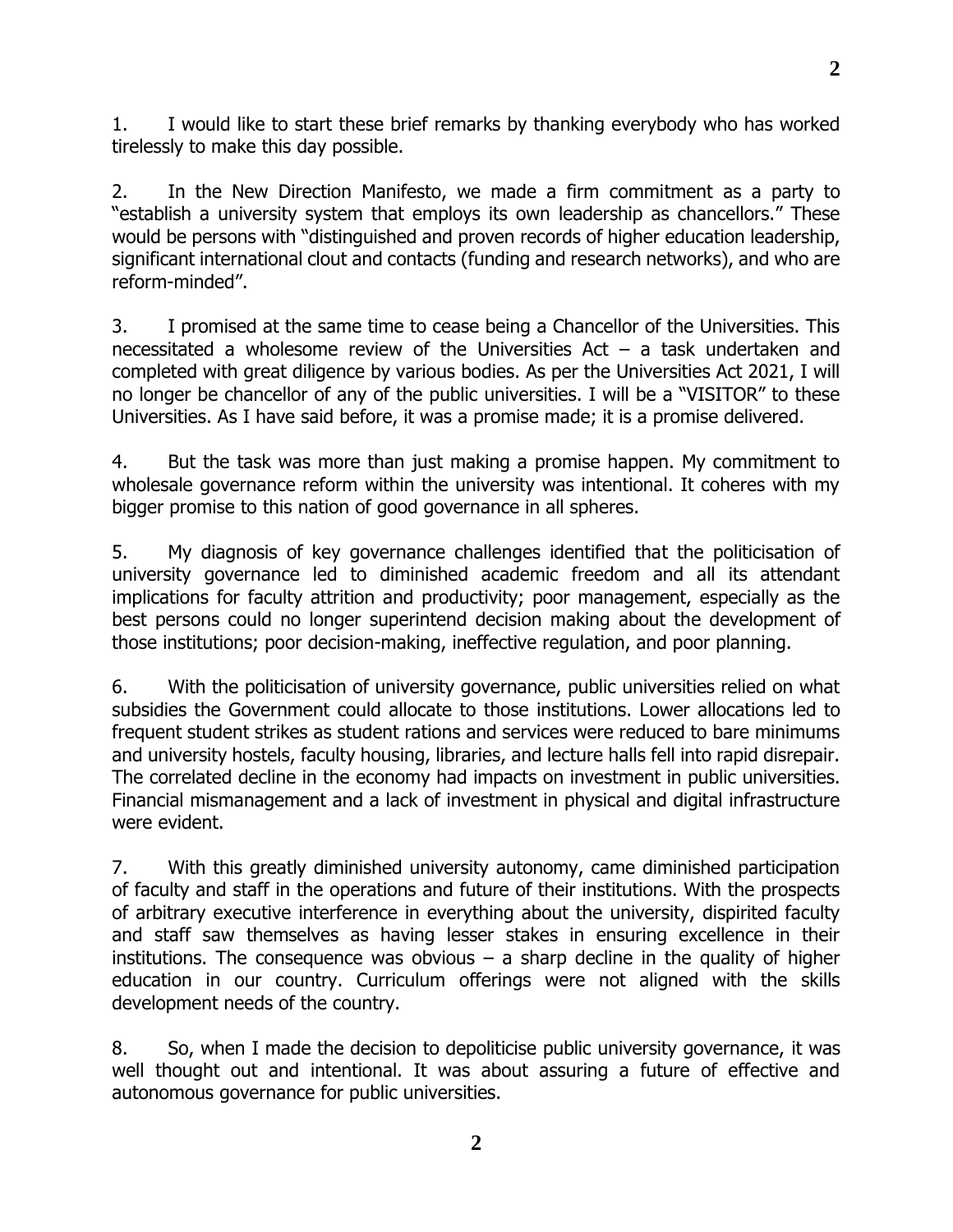1. I would like to start these brief remarks by thanking everybody who has worked tirelessly to make this day possible.

2. In the New Direction Manifesto, we made a firm commitment as a party to "establish a university system that employs its own leadership as chancellors." These would be persons with "distinguished and proven records of higher education leadership, significant international clout and contacts (funding and research networks), and who are reform-minded".

3. I promised at the same time to cease being a Chancellor of the Universities. This necessitated a wholesome review of the Universities Act – a task undertaken and completed with great diligence by various bodies. As per the Universities Act 2021, I will no longer be chancellor of any of the public universities. I will be a "VISITOR" to these Universities. As I have said before, it was a promise made; it is a promise delivered.

4. But the task was more than just making a promise happen. My commitment to wholesale governance reform within the university was intentional. It coheres with my bigger promise to this nation of good governance in all spheres.

5. My diagnosis of key governance challenges identified that the politicisation of university governance led to diminished academic freedom and all its attendant implications for faculty attrition and productivity; poor management, especially as the best persons could no longer superintend decision making about the development of those institutions; poor decision-making, ineffective regulation, and poor planning.

6. With the politicisation of university governance, public universities relied on what subsidies the Government could allocate to those institutions. Lower allocations led to frequent student strikes as student rations and services were reduced to bare minimums and university hostels, faculty housing, libraries, and lecture halls fell into rapid disrepair. The correlated decline in the economy had impacts on investment in public universities. Financial mismanagement and a lack of investment in physical and digital infrastructure were evident.

7. With this greatly diminished university autonomy, came diminished participation of faculty and staff in the operations and future of their institutions. With the prospects of arbitrary executive interference in everything about the university, dispirited faculty and staff saw themselves as having lesser stakes in ensuring excellence in their institutions. The consequence was obvious – a sharp decline in the quality of higher education in our country. Curriculum offerings were not aligned with the skills development needs of the country.

8. So, when I made the decision to depoliticise public university governance, it was well thought out and intentional. It was about assuring a future of effective and autonomous governance for public universities.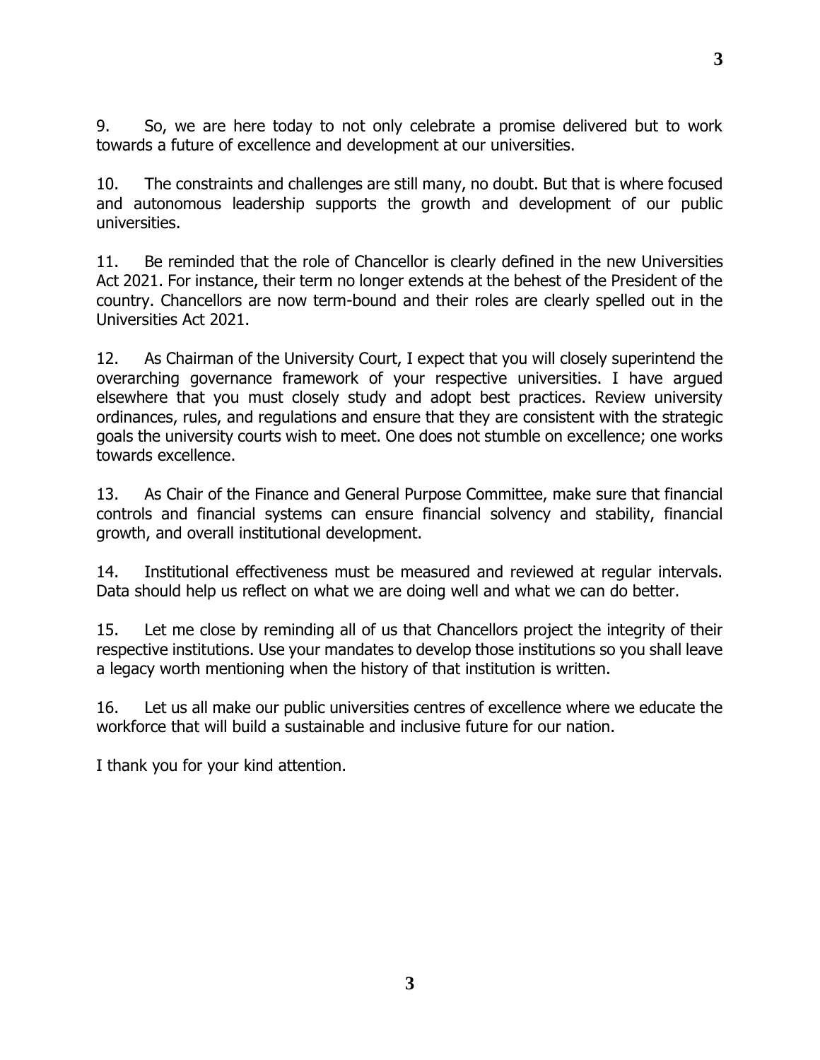9. So, we are here today to not only celebrate a promise delivered but to work towards a future of excellence and development at our universities.

10. The constraints and challenges are still many, no doubt. But that is where focused and autonomous leadership supports the growth and development of our public universities.

11. Be reminded that the role of Chancellor is clearly defined in the new Universities Act 2021. For instance, their term no longer extends at the behest of the President of the country. Chancellors are now term-bound and their roles are clearly spelled out in the Universities Act 2021.

12. As Chairman of the University Court, I expect that you will closely superintend the overarching governance framework of your respective universities. I have argued elsewhere that you must closely study and adopt best practices. Review university ordinances, rules, and regulations and ensure that they are consistent with the strategic goals the university courts wish to meet. One does not stumble on excellence; one works towards excellence.

13. As Chair of the Finance and General Purpose Committee, make sure that financial controls and financial systems can ensure financial solvency and stability, financial growth, and overall institutional development.

14. Institutional effectiveness must be measured and reviewed at regular intervals. Data should help us reflect on what we are doing well and what we can do better.

15. Let me close by reminding all of us that Chancellors project the integrity of their respective institutions. Use your mandates to develop those institutions so you shall leave a legacy worth mentioning when the history of that institution is written.

16. Let us all make our public universities centres of excellence where we educate the workforce that will build a sustainable and inclusive future for our nation.

I thank you for your kind attention.